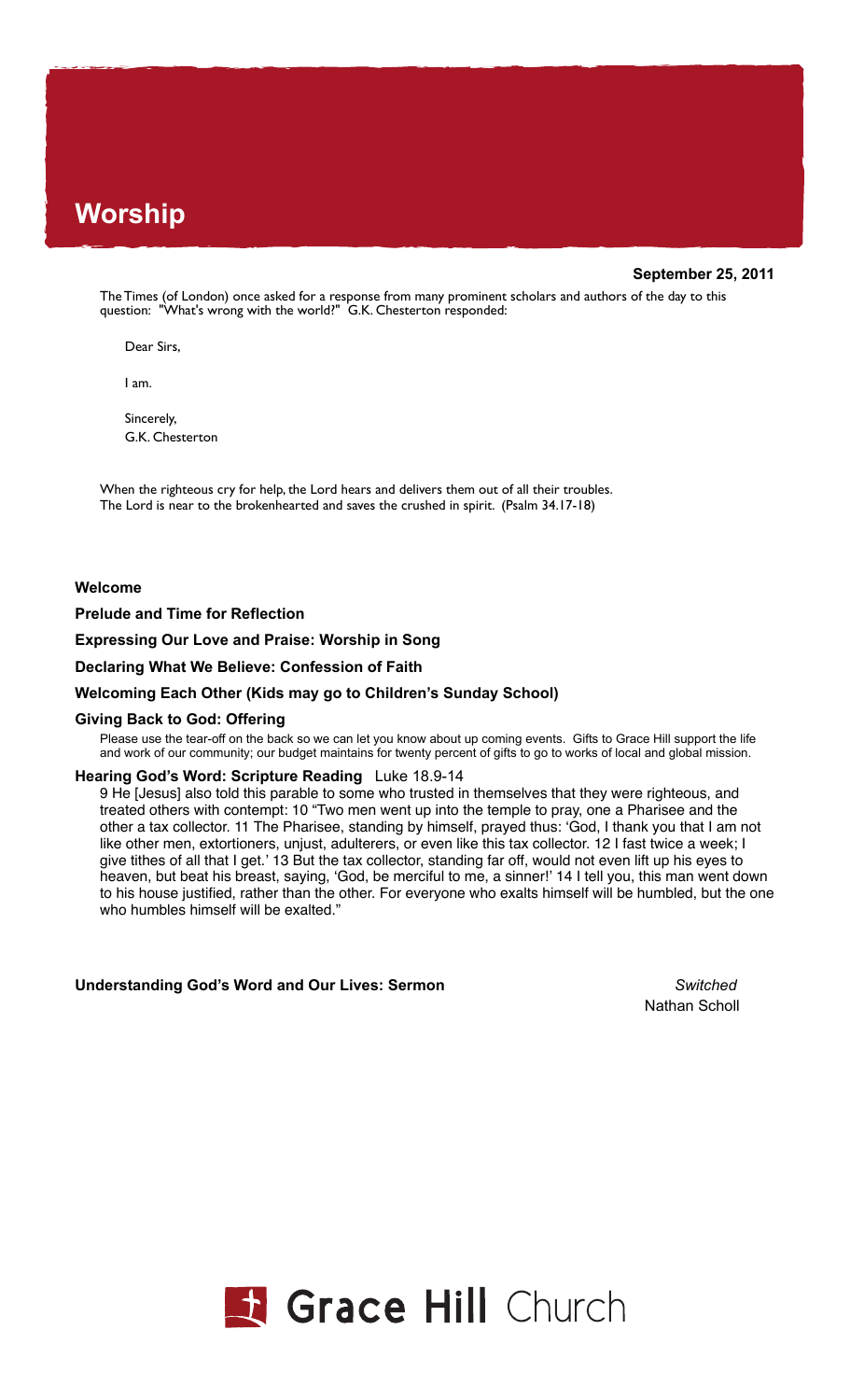# Worship

**September 25, 2011**

The Times (of London) once asked for a response from many prominent scholars and authors of the day to this question: "What's wrong with the world?" G.K. Chesterton responded:

> Dear Sirs,
>
> I am.
>
> Sincerely,
> G.K. Chesterton

When the righteous cry for help, the Lord hears and delivers them out of all their troubles.
The Lord is near to the brokenhearted and saves the crushed in spirit. (Psalm 34.17-18)

**Welcome**

**Prelude and Time for Reflection**

**Expressing Our Love and Praise: Worship in Song**

**Declaring What We Believe: Confession of Faith**

**Welcoming Each Other (Kids may go to Children's Sunday School)**

**Giving Back to God: Offering**

Please use the tear-off on the back so we can let you know about up coming events. Gifts to Grace Hill support the life and work of our community; our budget maintains for twenty percent of gifts to go to works of local and global mission.

**Hearing God's Word: Scripture Reading** Luke 18.9-14

9 He [Jesus] also told this parable to some who trusted in themselves that they were righteous, and treated others with contempt: 10 "Two men went up into the temple to pray, one a Pharisee and the other a tax collector. 11 The Pharisee, standing by himself, prayed thus: 'God, I thank you that I am not like other men, extortioners, unjust, adulterers, or even like this tax collector. 12 I fast twice a week; I give tithes of all that I get.' 13 But the tax collector, standing far off, would not even lift up his eyes to heaven, but beat his breast, saying, 'God, be merciful to me, a sinner!' 14 I tell you, this man went down to his house justified, rather than the other. For everyone who exalts himself will be humbled, but the one who humbles himself will be exalted."

**Understanding God's Word and Our Lives: Sermon** *Switched*
Nathan Scholl

Grace Hill Church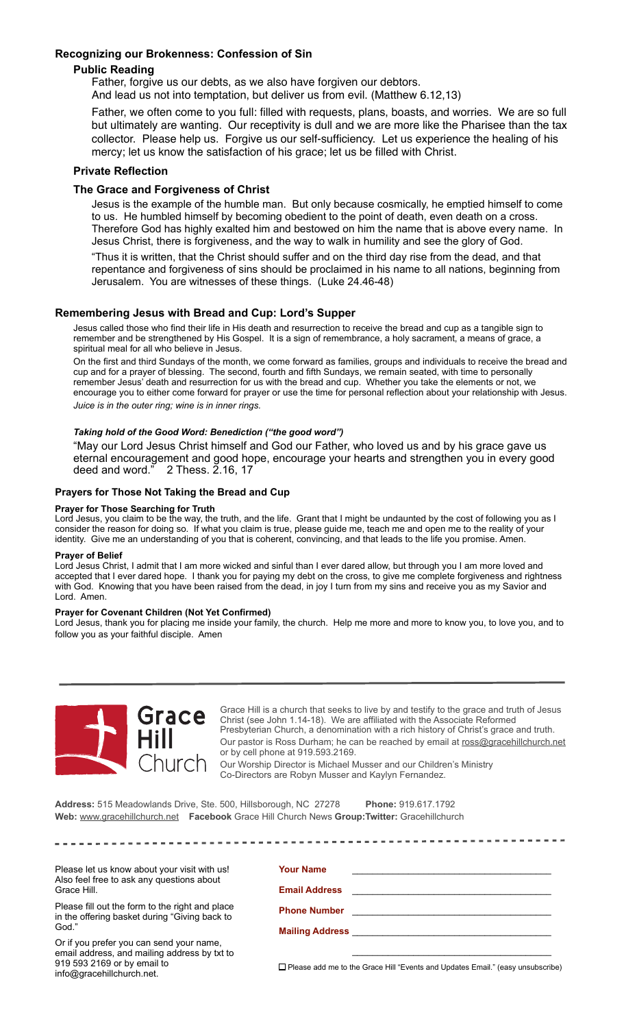## Recognizing our Brokenness: Confession of Sin

### Public Reading

Father, forgive us our debts, as we also have forgiven our debtors.
And lead us not into temptation, but deliver us from evil. (Matthew 6.12,13)

Father, we often come to you full: filled with requests, plans, boasts, and worries. We are so full but ultimately are wanting. Our receptivity is dull and we are more like the Pharisee than the tax collector. Please help us. Forgive us our self-sufficiency. Let us experience the healing of his mercy; let us know the satisfaction of his grace; let us be filled with Christ.

### Private Reflection

### The Grace and Forgiveness of Christ

Jesus is the example of the humble man. But only because cosmically, he emptied himself to come to us. He humbled himself by becoming obedient to the point of death, even death on a cross. Therefore God has highly exalted him and bestowed on him the name that is above every name. In Jesus Christ, there is forgiveness, and the way to walk in humility and see the glory of God.

“Thus it is written, that the Christ should suffer and on the third day rise from the dead, and that repentance and forgiveness of sins should be proclaimed in his name to all nations, beginning from Jerusalem. You are witnesses of these things. (Luke 24.46-48)

## Remembering Jesus with Bread and Cup: Lord’s Supper

Jesus called those who find their life in His death and resurrection to receive the bread and cup as a tangible sign to remember and be strengthened by His Gospel. It is a sign of remembrance, a holy sacrament, a means of grace, a spiritual meal for all who believe in Jesus.

On the first and third Sundays of the month, we come forward as families, groups and individuals to receive the bread and cup and for a prayer of blessing. The second, fourth and fifth Sundays, we remain seated, with time to personally remember Jesus' death and resurrection for us with the bread and cup. Whether you take the elements or not, we encourage you to either come forward for prayer or use the time for personal reflection about your relationship with Jesus.

*Juice is in the outer ring; wine is in inner rings.*

### *Taking hold of the Good Word: Benediction (“the good word”)*

“May our Lord Jesus Christ himself and God our Father, who loved us and by his grace gave us eternal encouragement and good hope, encourage your hearts and strengthen you in every good deed and word.” 2 Thess. 2.16, 17

## Prayers for Those Not Taking the Bread and Cup

**Prayer for Those Searching for Truth**

Lord Jesus, you claim to be the way, the truth, and the life. Grant that I might be undaunted by the cost of following you as I consider the reason for doing so. If what you claim is true, please guide me, teach me and open me to the reality of your identity. Give me an understanding of you that is coherent, convincing, and that leads to the life you promise. Amen.

**Prayer of Belief**

Lord Jesus Christ, I admit that I am more wicked and sinful than I ever dared allow, but through you I am more loved and accepted that I ever dared hope. I thank you for paying my debt on the cross, to give me complete forgiveness and rightness with God. Knowing that you have been raised from the dead, in joy I turn from my sins and receive you as my Savior and Lord. Amen.

**Prayer for Covenant Children (Not Yet Confirmed)**

Lord Jesus, thank you for placing me inside your family, the church. Help me more and more to know you, to love you, and to follow you as your faithful disciple. Amen

---

Grace Hill Church

Grace Hill is a church that seeks to live by and testify to the grace and truth of Jesus Christ (see John 1.14-18). We are affiliated with the Associate Reformed Presbyterian Church, a denomination with a rich history of Christ’s grace and truth.

Our pastor is Ross Durham; he can be reached by email at ross@gracehillchurch.net or by cell phone at 919.593.2169.

Our Worship Director is Michael Musser and our Children’s Ministry Co-Directors are Robyn Musser and Kaylyn Fernandez.

**Address:** 515 Meadowlands Drive, Ste. 500, Hillsborough, NC 27278 **Phone:** 919.617.1792
**Web:** www.gracehillchurch.net **Facebook** Grace Hill Church News **Group:Twitter:** Gracehillchurch

---

Please let us know about your visit with us! Also feel free to ask any questions about Grace Hill.

Please fill out the form to the right and place in the offering basket during “Giving back to God.”

Or if you prefer you can send your name, email address, and mailing address by txt to 919 593 2169 or by email to info@gracehillchurch.net.

**Your Name** ____________________

**Email Address** ____________________

**Phone Number** ____________________

**Mailing Address** ____________________

____________________

☐ Please add me to the Grace Hill “Events and Updates Email.” (easy unsubscribe)